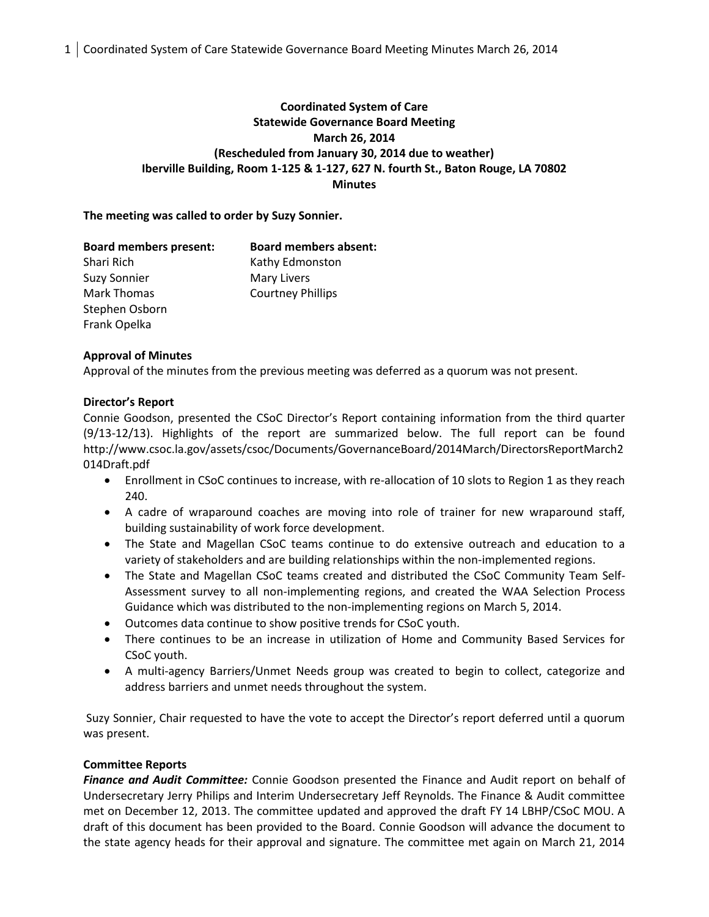**Coordinated System of Care**
**Statewide Governance Board Meeting**
**March 26, 2014**
**(Rescheduled from January 30, 2014 due to weather)**
**Iberville Building, Room 1-125 & 1-127, 627 N. fourth St., Baton Rouge, LA 70802**
**Minutes**

**The meeting was called to order by Suzy Sonnier.**

| **Board members present:** | **Board members absent:** |
|---|---|
| Shari Rich | Kathy Edmonston |
| Suzy Sonnier | Mary Livers |
| Mark Thomas | Courtney Phillips |
| Stephen Osborn | |
| Frank Opelka | |

**Approval of Minutes**

Approval of the minutes from the previous meeting was deferred as a quorum was not present.

**Director's Report**

Connie Goodson, presented the CSoC Director's Report containing information from the third quarter (9/13-12/13). Highlights of the report are summarized below. The full report can be found http://www.csoc.la.gov/assets/csoc/Documents/GovernanceBoard/2014March/DirectorsReportMarch2014Draft.pdf

- Enrollment in CSoC continues to increase, with re-allocation of 10 slots to Region 1 as they reach 240.
- A cadre of wraparound coaches are moving into role of trainer for new wraparound staff, building sustainability of work force development.
- The State and Magellan CSoC teams continue to do extensive outreach and education to a variety of stakeholders and are building relationships within the non-implemented regions.
- The State and Magellan CSoC teams created and distributed the CSoC Community Team Self-Assessment survey to all non-implementing regions, and created the WAA Selection Process Guidance which was distributed to the non-implementing regions on March 5, 2014.
- Outcomes data continue to show positive trends for CSoC youth.
- There continues to be an increase in utilization of Home and Community Based Services for CSoC youth.
- A multi-agency Barriers/Unmet Needs group was created to begin to collect, categorize and address barriers and unmet needs throughout the system.

Suzy Sonnier, Chair requested to have the vote to accept the Director's report deferred until a quorum was present.

**Committee Reports**

***Finance and Audit Committee:*** Connie Goodson presented the Finance and Audit report on behalf of Undersecretary Jerry Philips and Interim Undersecretary Jeff Reynolds. The Finance & Audit committee met on December 12, 2013. The committee updated and approved the draft FY 14 LBHP/CSoC MOU. A draft of this document has been provided to the Board. Connie Goodson will advance the document to the state agency heads for their approval and signature. The committee met again on March 21, 2014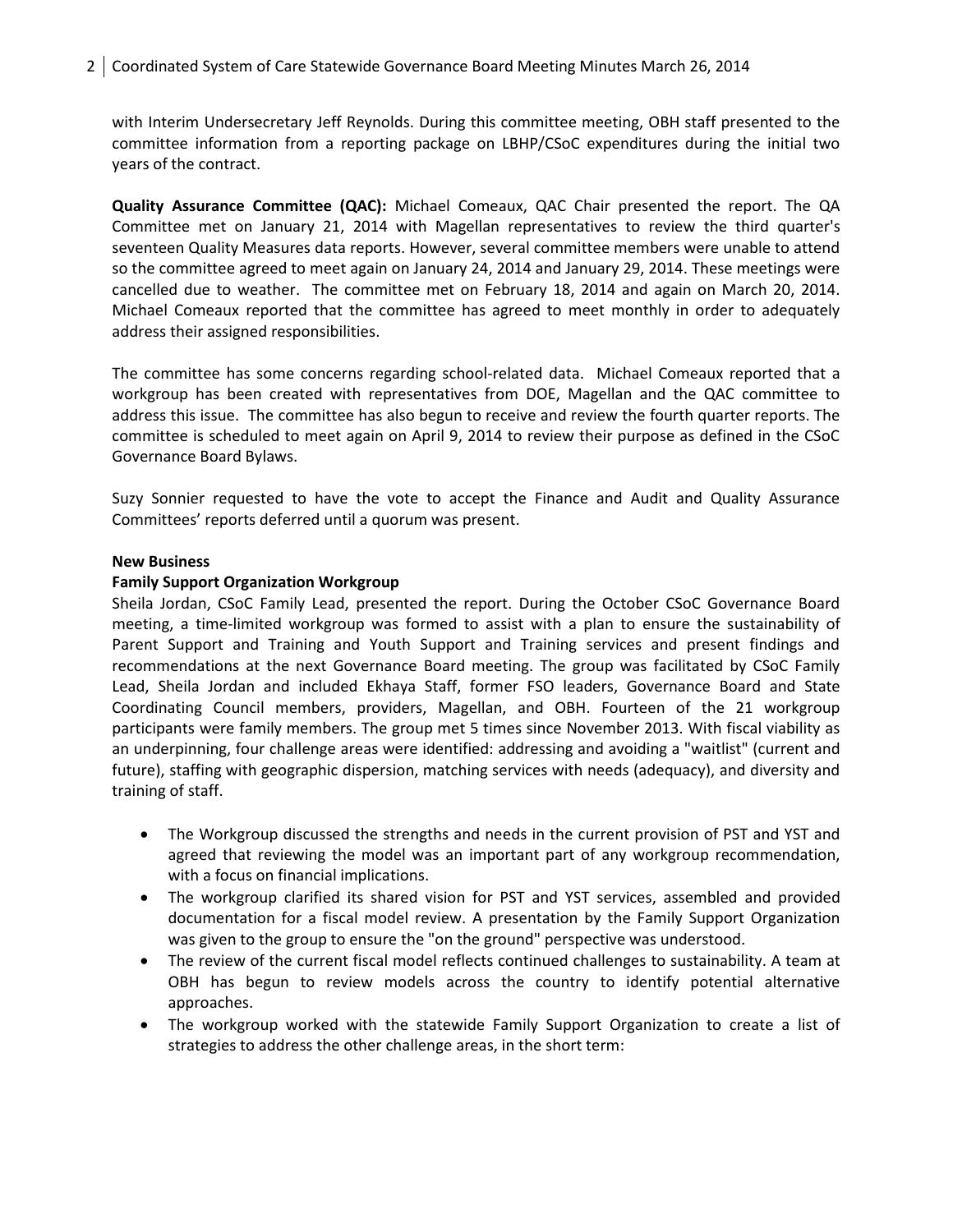with Interim Undersecretary Jeff Reynolds. During this committee meeting, OBH staff presented to the committee information from a reporting package on LBHP/CSoC expenditures during the initial two years of the contract.

**Quality Assurance Committee (QAC):** Michael Comeaux, QAC Chair presented the report. The QA Committee met on January 21, 2014 with Magellan representatives to review the third quarter's seventeen Quality Measures data reports. However, several committee members were unable to attend so the committee agreed to meet again on January 24, 2014 and January 29, 2014. These meetings were cancelled due to weather. The committee met on February 18, 2014 and again on March 20, 2014. Michael Comeaux reported that the committee has agreed to meet monthly in order to adequately address their assigned responsibilities.

The committee has some concerns regarding school-related data. Michael Comeaux reported that a workgroup has been created with representatives from DOE, Magellan and the QAC committee to address this issue. The committee has also begun to receive and review the fourth quarter reports. The committee is scheduled to meet again on April 9, 2014 to review their purpose as defined in the CSoC Governance Board Bylaws.

Suzy Sonnier requested to have the vote to accept the Finance and Audit and Quality Assurance Committees' reports deferred until a quorum was present.

**New Business**

**Family Support Organization Workgroup**

Sheila Jordan, CSoC Family Lead, presented the report. During the October CSoC Governance Board meeting, a time-limited workgroup was formed to assist with a plan to ensure the sustainability of Parent Support and Training and Youth Support and Training services and present findings and recommendations at the next Governance Board meeting. The group was facilitated by CSoC Family Lead, Sheila Jordan and included Ekhaya Staff, former FSO leaders, Governance Board and State Coordinating Council members, providers, Magellan, and OBH. Fourteen of the 21 workgroup participants were family members. The group met 5 times since November 2013. With fiscal viability as an underpinning, four challenge areas were identified: addressing and avoiding a "waitlist" (current and future), staffing with geographic dispersion, matching services with needs (adequacy), and diversity and training of staff.

- The Workgroup discussed the strengths and needs in the current provision of PST and YST and agreed that reviewing the model was an important part of any workgroup recommendation, with a focus on financial implications.
- The workgroup clarified its shared vision for PST and YST services, assembled and provided documentation for a fiscal model review. A presentation by the Family Support Organization was given to the group to ensure the "on the ground" perspective was understood.
- The review of the current fiscal model reflects continued challenges to sustainability. A team at OBH has begun to review models across the country to identify potential alternative approaches.
- The workgroup worked with the statewide Family Support Organization to create a list of strategies to address the other challenge areas, in the short term: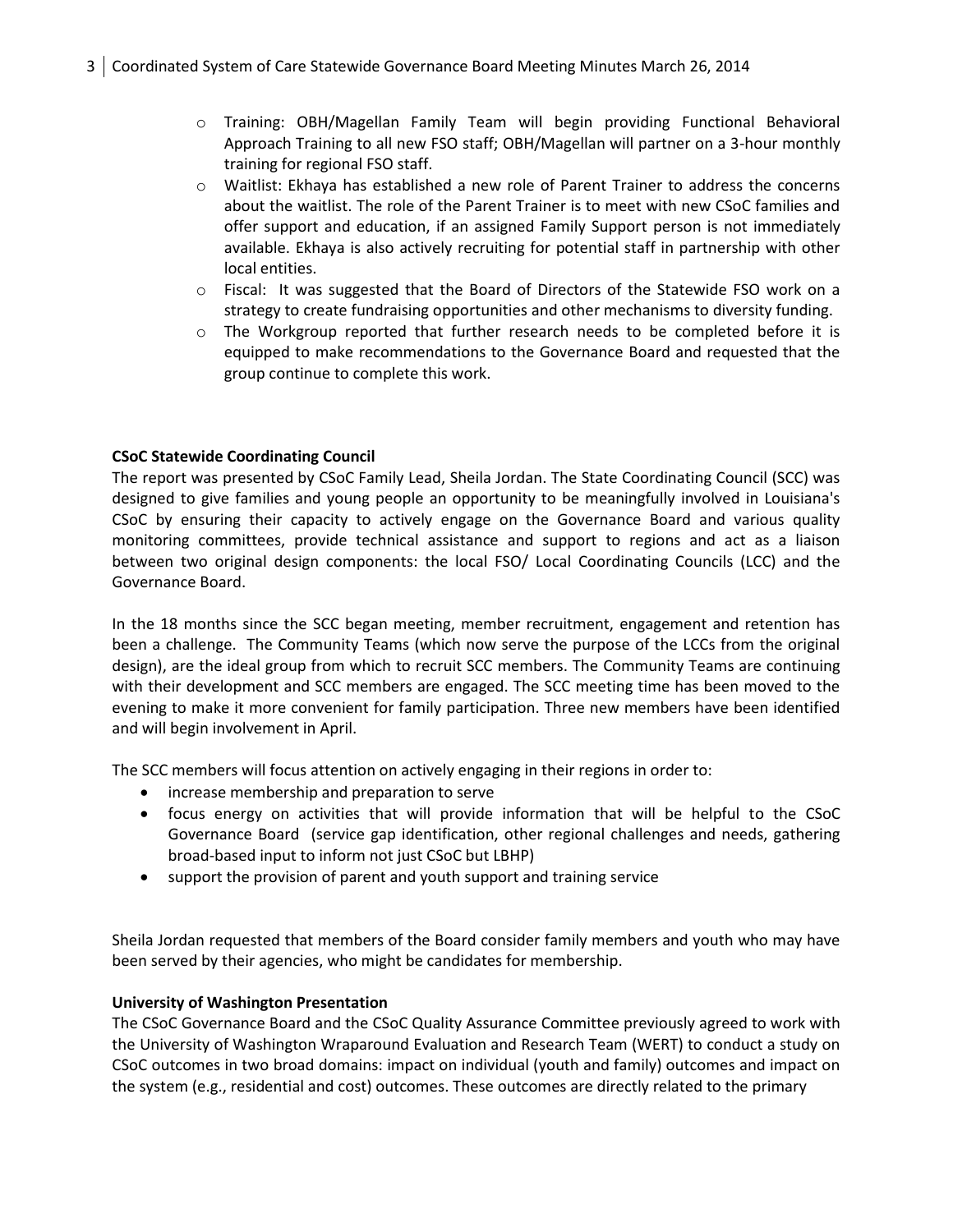- Training: OBH/Magellan Family Team will begin providing Functional Behavioral Approach Training to all new FSO staff; OBH/Magellan will partner on a 3-hour monthly training for regional FSO staff.
- Waitlist: Ekhaya has established a new role of Parent Trainer to address the concerns about the waitlist. The role of the Parent Trainer is to meet with new CSoC families and offer support and education, if an assigned Family Support person is not immediately available. Ekhaya is also actively recruiting for potential staff in partnership with other local entities.
- Fiscal: It was suggested that the Board of Directors of the Statewide FSO work on a strategy to create fundraising opportunities and other mechanisms to diversity funding.
- The Workgroup reported that further research needs to be completed before it is equipped to make recommendations to the Governance Board and requested that the group continue to complete this work.

**CSoC Statewide Coordinating Council**

The report was presented by CSoC Family Lead, Sheila Jordan. The State Coordinating Council (SCC) was designed to give families and young people an opportunity to be meaningfully involved in Louisiana's CSoC by ensuring their capacity to actively engage on the Governance Board and various quality monitoring committees, provide technical assistance and support to regions and act as a liaison between two original design components: the local FSO/ Local Coordinating Councils (LCC) and the Governance Board.

In the 18 months since the SCC began meeting, member recruitment, engagement and retention has been a challenge. The Community Teams (which now serve the purpose of the LCCs from the original design), are the ideal group from which to recruit SCC members. The Community Teams are continuing with their development and SCC members are engaged. The SCC meeting time has been moved to the evening to make it more convenient for family participation. Three new members have been identified and will begin involvement in April.

The SCC members will focus attention on actively engaging in their regions in order to:

- increase membership and preparation to serve
- focus energy on activities that will provide information that will be helpful to the CSoC Governance Board (service gap identification, other regional challenges and needs, gathering broad-based input to inform not just CSoC but LBHP)
- support the provision of parent and youth support and training service

Sheila Jordan requested that members of the Board consider family members and youth who may have been served by their agencies, who might be candidates for membership.

**University of Washington Presentation**

The CSoC Governance Board and the CSoC Quality Assurance Committee previously agreed to work with the University of Washington Wraparound Evaluation and Research Team (WERT) to conduct a study on CSoC outcomes in two broad domains: impact on individual (youth and family) outcomes and impact on the system (e.g., residential and cost) outcomes. These outcomes are directly related to the primary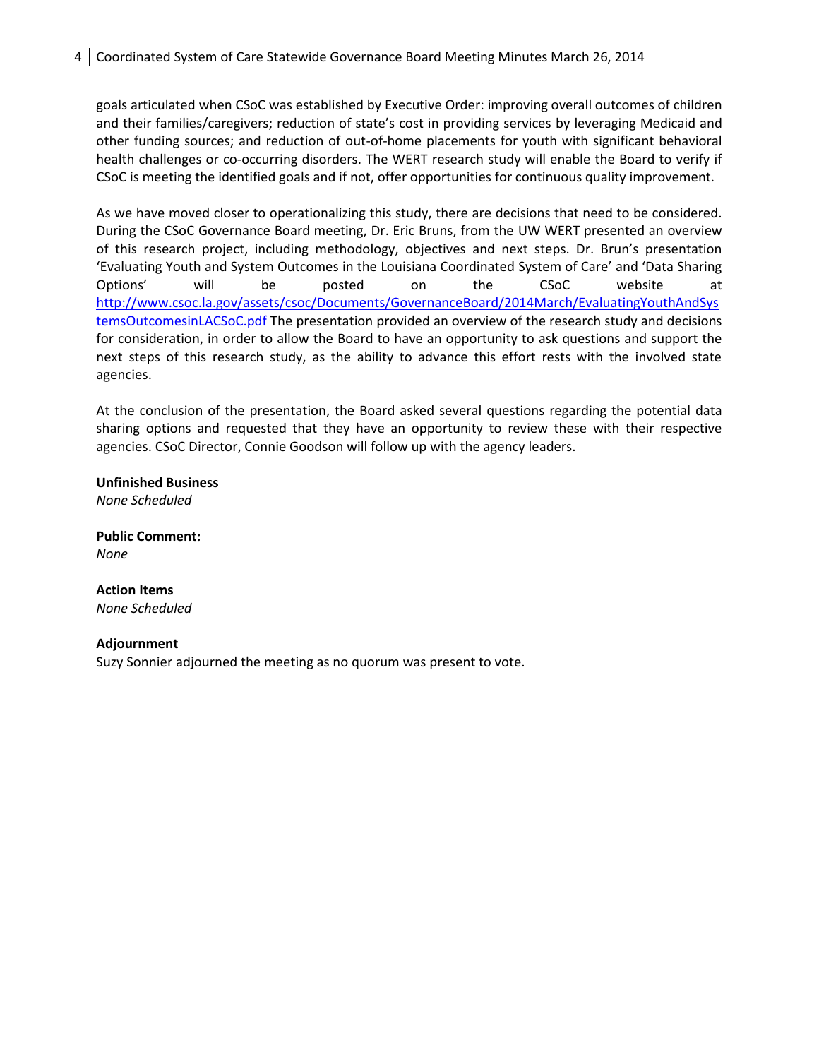goals articulated when CSoC was established by Executive Order: improving overall outcomes of children and their families/caregivers; reduction of state's cost in providing services by leveraging Medicaid and other funding sources; and reduction of out-of-home placements for youth with significant behavioral health challenges or co-occurring disorders. The WERT research study will enable the Board to verify if CSoC is meeting the identified goals and if not, offer opportunities for continuous quality improvement.

As we have moved closer to operationalizing this study, there are decisions that need to be considered. During the CSoC Governance Board meeting, Dr. Eric Bruns, from the UW WERT presented an overview of this research project, including methodology, objectives and next steps. Dr. Brun's presentation 'Evaluating Youth and System Outcomes in the Louisiana Coordinated System of Care' and 'Data Sharing Options' will be posted on the CSoC website at [http://www.csoc.la.gov/assets/csoc/Documents/GovernanceBoard/2014March/EvaluatingYouthAndSystemsOutcomesinLACSoC.pdf](http://www.csoc.la.gov/assets/csoc/Documents/GovernanceBoard/2014March/EvaluatingYouthAndSystemsOutcomesinLACSoC.pdf) The presentation provided an overview of the research study and decisions for consideration, in order to allow the Board to have an opportunity to ask questions and support the next steps of this research study, as the ability to advance this effort rests with the involved state agencies.

At the conclusion of the presentation, the Board asked several questions regarding the potential data sharing options and requested that they have an opportunity to review these with their respective agencies. CSoC Director, Connie Goodson will follow up with the agency leaders.

**Unfinished Business**
*None Scheduled*

**Public Comment:**
*None*

**Action Items**
*None Scheduled*

**Adjournment**
Suzy Sonnier adjourned the meeting as no quorum was present to vote.